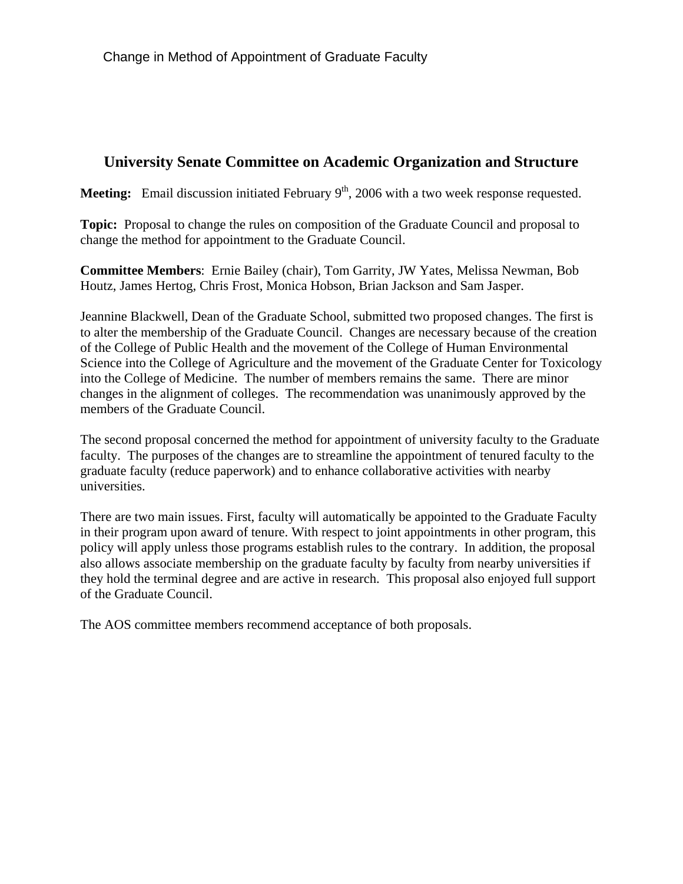Change in Method of Appointment of Graduate Faculty

## University Senate Committee on Academic Organization and Structure

**Meeting:** Email discussion initiated February 9th, 2006 with a two week response requested.

**Topic:** Proposal to change the rules on composition of the Graduate Council and proposal to change the method for appointment to the Graduate Council.

**Committee Members**: Ernie Bailey (chair), Tom Garrity, JW Yates, Melissa Newman, Bob Houtz, James Hertog, Chris Frost, Monica Hobson, Brian Jackson and Sam Jasper.

Jeannine Blackwell, Dean of the Graduate School, submitted two proposed changes. The first is to alter the membership of the Graduate Council. Changes are necessary because of the creation of the College of Public Health and the movement of the College of Human Environmental Science into the College of Agriculture and the movement of the Graduate Center for Toxicology into the College of Medicine. The number of members remains the same. There are minor changes in the alignment of colleges. The recommendation was unanimously approved by the members of the Graduate Council.

The second proposal concerned the method for appointment of university faculty to the Graduate faculty. The purposes of the changes are to streamline the appointment of tenured faculty to the graduate faculty (reduce paperwork) and to enhance collaborative activities with nearby universities.

There are two main issues. First, faculty will automatically be appointed to the Graduate Faculty in their program upon award of tenure. With respect to joint appointments in other program, this policy will apply unless those programs establish rules to the contrary. In addition, the proposal also allows associate membership on the graduate faculty by faculty from nearby universities if they hold the terminal degree and are active in research. This proposal also enjoyed full support of the Graduate Council.

The AOS committee members recommend acceptance of both proposals.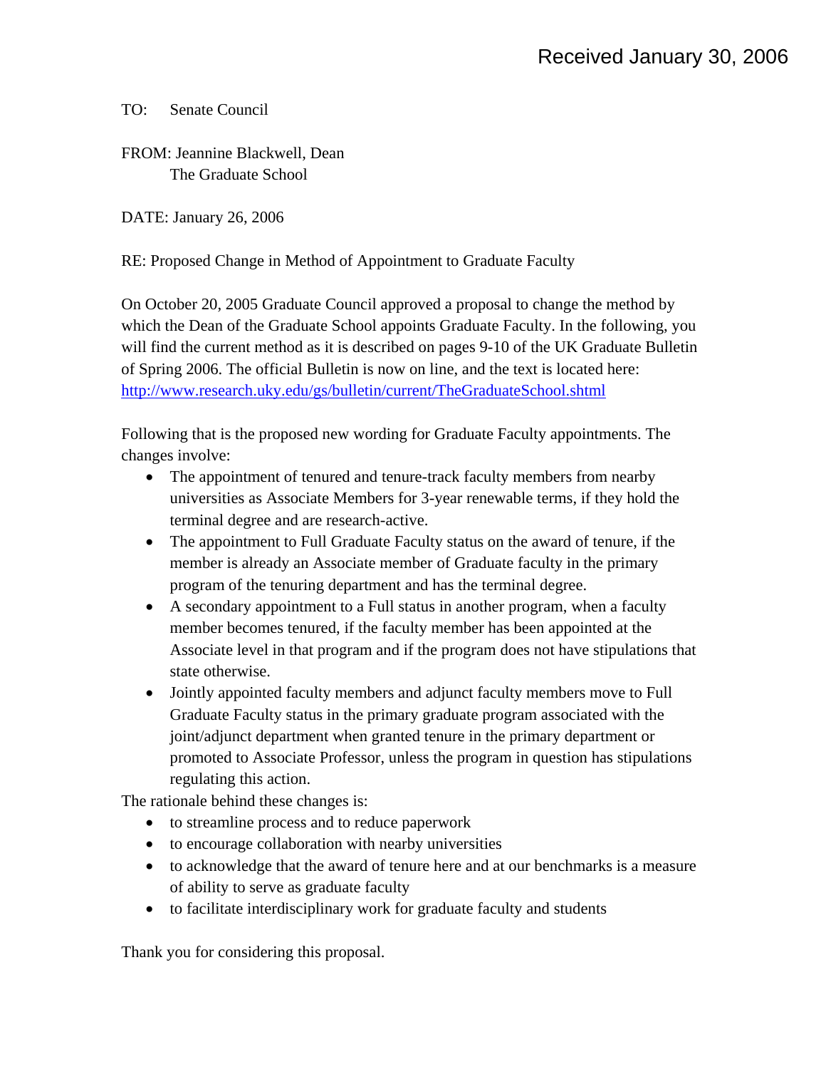Received January 30, 2006

TO: Senate Council

FROM: Jeannine Blackwell, Dean
The Graduate School

DATE: January 26, 2006

RE: Proposed Change in Method of Appointment to Graduate Faculty

On October 20, 2005 Graduate Council approved a proposal to change the method by which the Dean of the Graduate School appoints Graduate Faculty. In the following, you will find the current method as it is described on pages 9-10 of the UK Graduate Bulletin of Spring 2006. The official Bulletin is now on line, and the text is located here: http://www.research.uky.edu/gs/bulletin/current/TheGraduateSchool.shtml

Following that is the proposed new wording for Graduate Faculty appointments. The changes involve:

- The appointment of tenured and tenure-track faculty members from nearby universities as Associate Members for 3-year renewable terms, if they hold the terminal degree and are research-active.
- The appointment to Full Graduate Faculty status on the award of tenure, if the member is already an Associate member of Graduate faculty in the primary program of the tenuring department and has the terminal degree.
- A secondary appointment to a Full status in another program, when a faculty member becomes tenured, if the faculty member has been appointed at the Associate level in that program and if the program does not have stipulations that state otherwise.
- Jointly appointed faculty members and adjunct faculty members move to Full Graduate Faculty status in the primary graduate program associated with the joint/adjunct department when granted tenure in the primary department or promoted to Associate Professor, unless the program in question has stipulations regulating this action.

The rationale behind these changes is:

- to streamline process and to reduce paperwork
- to encourage collaboration with nearby universities
- to acknowledge that the award of tenure here and at our benchmarks is a measure of ability to serve as graduate faculty
- to facilitate interdisciplinary work for graduate faculty and students

Thank you for considering this proposal.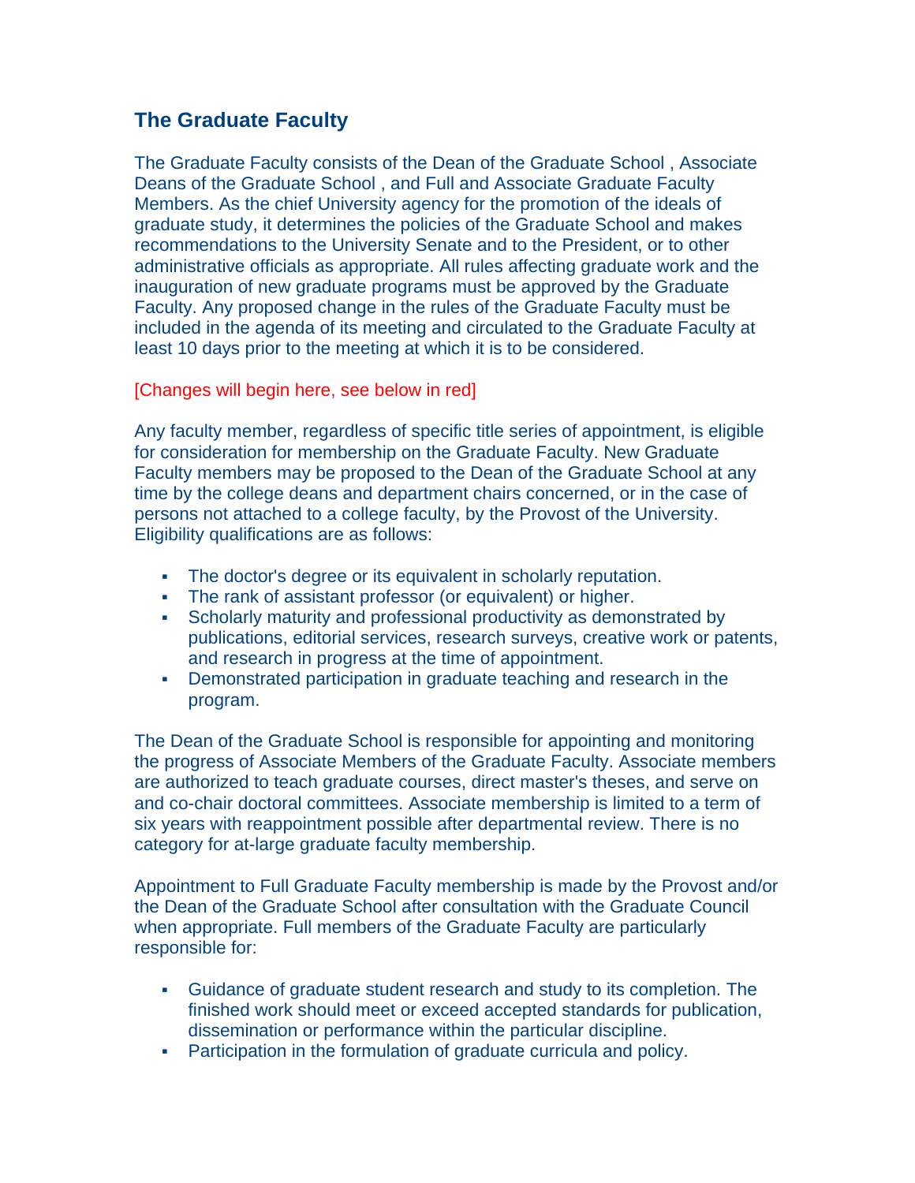## The Graduate Faculty

The Graduate Faculty consists of the Dean of the Graduate School , Associate Deans of the Graduate School , and Full and Associate Graduate Faculty Members. As the chief University agency for the promotion of the ideals of graduate study, it determines the policies of the Graduate School and makes recommendations to the University Senate and to the President, or to other administrative officials as appropriate. All rules affecting graduate work and the inauguration of new graduate programs must be approved by the Graduate Faculty. Any proposed change in the rules of the Graduate Faculty must be included in the agenda of its meeting and circulated to the Graduate Faculty at least 10 days prior to the meeting at which it is to be considered.

[Changes will begin here, see below in red]

Any faculty member, regardless of specific title series of appointment, is eligible for consideration for membership on the Graduate Faculty. New Graduate Faculty members may be proposed to the Dean of the Graduate School at any time by the college deans and department chairs concerned, or in the case of persons not attached to a college faculty, by the Provost of the University. Eligibility qualifications are as follows:

- The doctor's degree or its equivalent in scholarly reputation.
- The rank of assistant professor (or equivalent) or higher.
- Scholarly maturity and professional productivity as demonstrated by publications, editorial services, research surveys, creative work or patents, and research in progress at the time of appointment.
- Demonstrated participation in graduate teaching and research in the program.

The Dean of the Graduate School is responsible for appointing and monitoring the progress of Associate Members of the Graduate Faculty. Associate members are authorized to teach graduate courses, direct master's theses, and serve on and co-chair doctoral committees. Associate membership is limited to a term of six years with reappointment possible after departmental review. There is no category for at-large graduate faculty membership.

Appointment to Full Graduate Faculty membership is made by the Provost and/or the Dean of the Graduate School after consultation with the Graduate Council when appropriate. Full members of the Graduate Faculty are particularly responsible for:

- Guidance of graduate student research and study to its completion. The finished work should meet or exceed accepted standards for publication, dissemination or performance within the particular discipline.
- Participation in the formulation of graduate curricula and policy.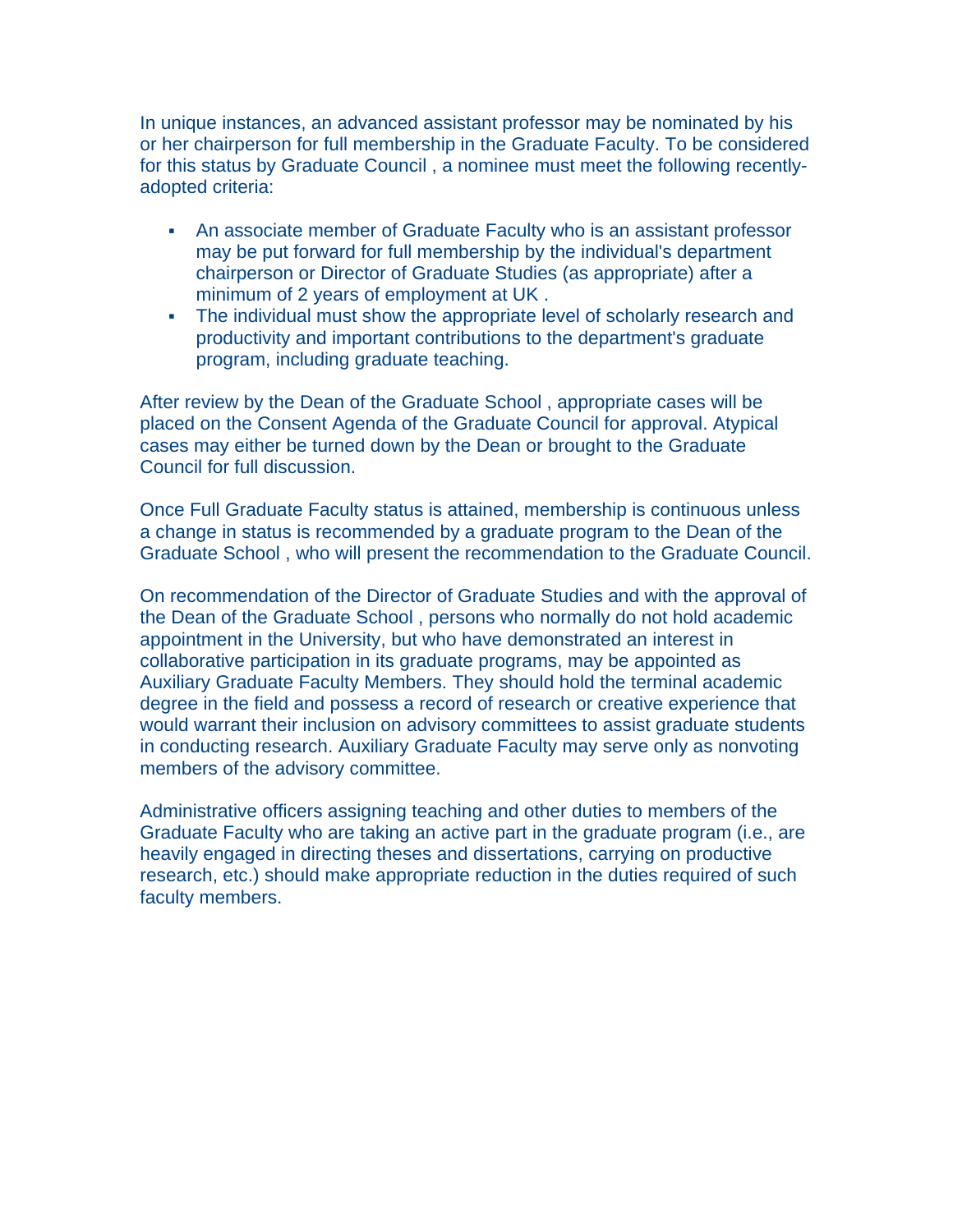In unique instances, an advanced assistant professor may be nominated by his or her chairperson for full membership in the Graduate Faculty. To be considered for this status by Graduate Council , a nominee must meet the following recently-adopted criteria:

- An associate member of Graduate Faculty who is an assistant professor may be put forward for full membership by the individual's department chairperson or Director of Graduate Studies (as appropriate) after a minimum of 2 years of employment at UK .
- The individual must show the appropriate level of scholarly research and productivity and important contributions to the department's graduate program, including graduate teaching.

After review by the Dean of the Graduate School , appropriate cases will be placed on the Consent Agenda of the Graduate Council for approval. Atypical cases may either be turned down by the Dean or brought to the Graduate Council for full discussion.

Once Full Graduate Faculty status is attained, membership is continuous unless a change in status is recommended by a graduate program to the Dean of the Graduate School , who will present the recommendation to the Graduate Council.

On recommendation of the Director of Graduate Studies and with the approval of the Dean of the Graduate School , persons who normally do not hold academic appointment in the University, but who have demonstrated an interest in collaborative participation in its graduate programs, may be appointed as Auxiliary Graduate Faculty Members. They should hold the terminal academic degree in the field and possess a record of research or creative experience that would warrant their inclusion on advisory committees to assist graduate students in conducting research. Auxiliary Graduate Faculty may serve only as nonvoting members of the advisory committee.

Administrative officers assigning teaching and other duties to members of the Graduate Faculty who are taking an active part in the graduate program (i.e., are heavily engaged in directing theses and dissertations, carrying on productive research, etc.) should make appropriate reduction in the duties required of such faculty members.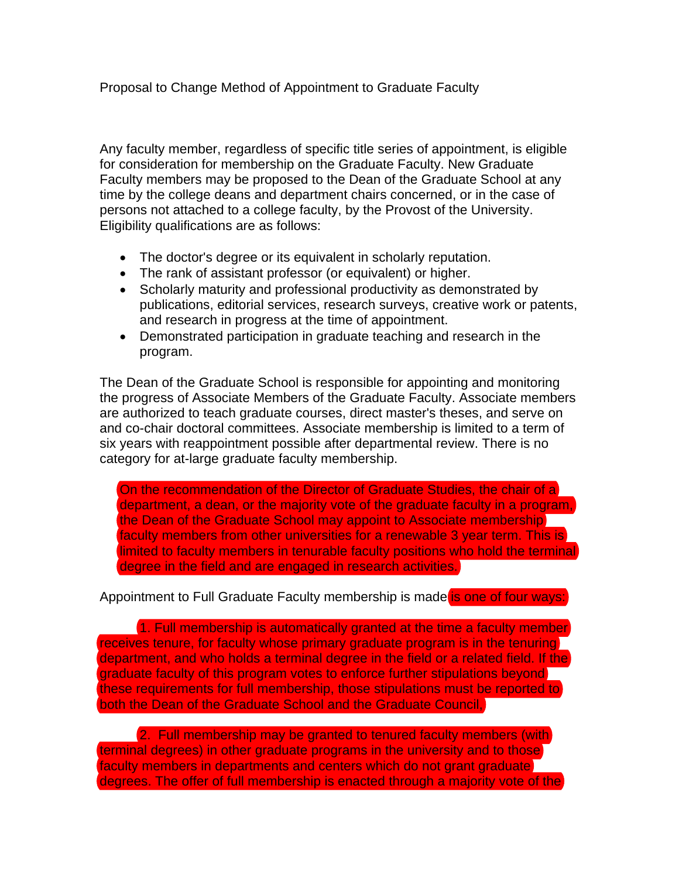Proposal to Change Method of Appointment to Graduate Faculty

Any faculty member, regardless of specific title series of appointment, is eligible for consideration for membership on the Graduate Faculty. New Graduate Faculty members may be proposed to the Dean of the Graduate School at any time by the college deans and department chairs concerned, or in the case of persons not attached to a college faculty, by the Provost of the University. Eligibility qualifications are as follows:

- The doctor's degree or its equivalent in scholarly reputation.
- The rank of assistant professor (or equivalent) or higher.
- Scholarly maturity and professional productivity as demonstrated by publications, editorial services, research surveys, creative work or patents, and research in progress at the time of appointment.
- Demonstrated participation in graduate teaching and research in the program.

The Dean of the Graduate School is responsible for appointing and monitoring the progress of Associate Members of the Graduate Faculty. Associate members are authorized to teach graduate courses, direct master's theses, and serve on and co-chair doctoral committees. Associate membership is limited to a term of six years with reappointment possible after departmental review. There is no category for at-large graduate faculty membership.

> On the recommendation of the Director of Graduate Studies, the chair of a department, a dean, or the majority vote of the graduate faculty in a program, the Dean of the Graduate School may appoint to Associate membership faculty members from other universities for a renewable 3 year term. This is limited to faculty members in tenurable faculty positions who hold the terminal degree in the field and are engaged in research activities.

Appointment to Full Graduate Faculty membership is made is one of four ways:

1. Full membership is automatically granted at the time a faculty member receives tenure, for faculty whose primary graduate program is in the tenuring department, and who holds a terminal degree in the field or a related field. If the graduate faculty of this program votes to enforce further stipulations beyond these requirements for full membership, those stipulations must be reported to both the Dean of the Graduate School and the Graduate Council,

2. Full membership may be granted to tenured faculty members (with terminal degrees) in other graduate programs in the university and to those faculty members in departments and centers which do not grant graduate degrees. The offer of full membership is enacted through a majority vote of the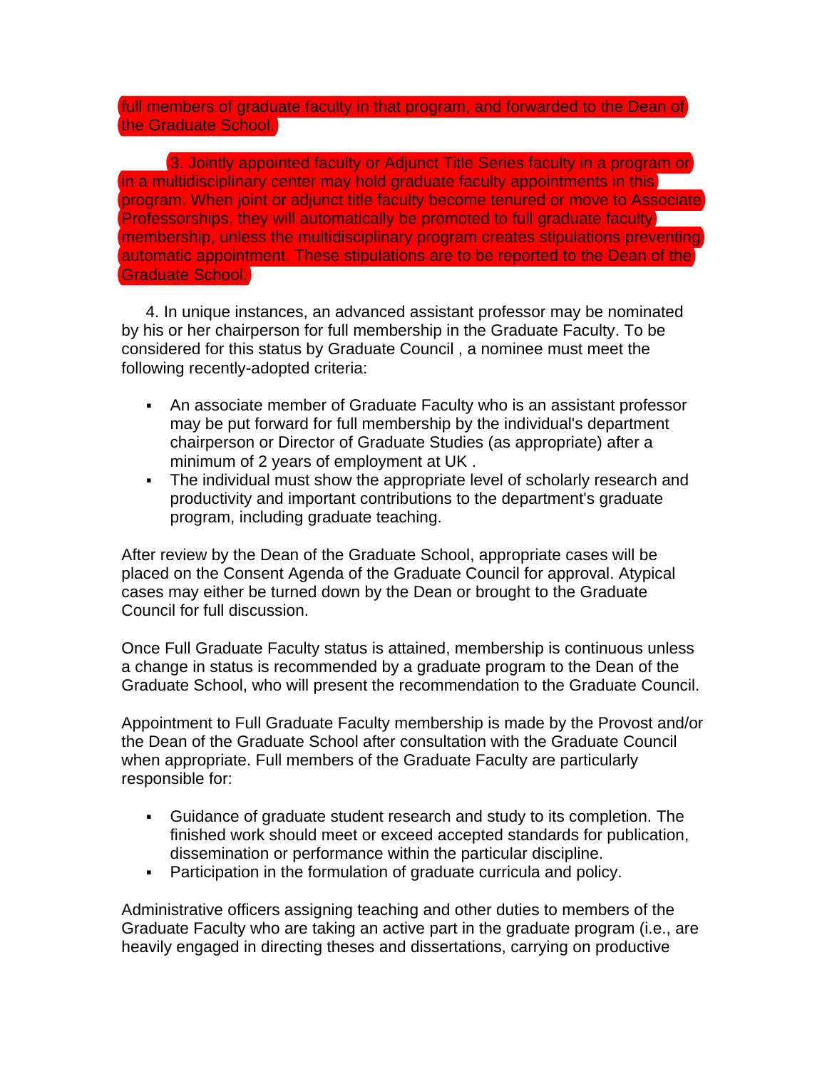full members of graduate faculty in that program, and forwarded to the Dean of the Graduate School.

3. Jointly appointed faculty or Adjunct Title Series faculty in a program or in a multidisciplinary center may hold graduate faculty appointments in this program. When joint or adjunct title faculty become tenured or move to Associate Professorships, they will automatically be promoted to full graduate faculty membership, unless the multidisciplinary program creates stipulations preventing automatic appointment. These stipulations are to be reported to the Dean of the Graduate School.

4. In unique instances, an advanced assistant professor may be nominated by his or her chairperson for full membership in the Graduate Faculty. To be considered for this status by Graduate Council , a nominee must meet the following recently-adopted criteria:

- An associate member of Graduate Faculty who is an assistant professor may be put forward for full membership by the individual's department chairperson or Director of Graduate Studies (as appropriate) after a minimum of 2 years of employment at UK .
- The individual must show the appropriate level of scholarly research and productivity and important contributions to the department's graduate program, including graduate teaching.

After review by the Dean of the Graduate School, appropriate cases will be placed on the Consent Agenda of the Graduate Council for approval. Atypical cases may either be turned down by the Dean or brought to the Graduate Council for full discussion.

Once Full Graduate Faculty status is attained, membership is continuous unless a change in status is recommended by a graduate program to the Dean of the Graduate School, who will present the recommendation to the Graduate Council.

Appointment to Full Graduate Faculty membership is made by the Provost and/or the Dean of the Graduate School after consultation with the Graduate Council when appropriate. Full members of the Graduate Faculty are particularly responsible for:

- Guidance of graduate student research and study to its completion. The finished work should meet or exceed accepted standards for publication, dissemination or performance within the particular discipline.
- Participation in the formulation of graduate curricula and policy.

Administrative officers assigning teaching and other duties to members of the Graduate Faculty who are taking an active part in the graduate program (i.e., are heavily engaged in directing theses and dissertations, carrying on productive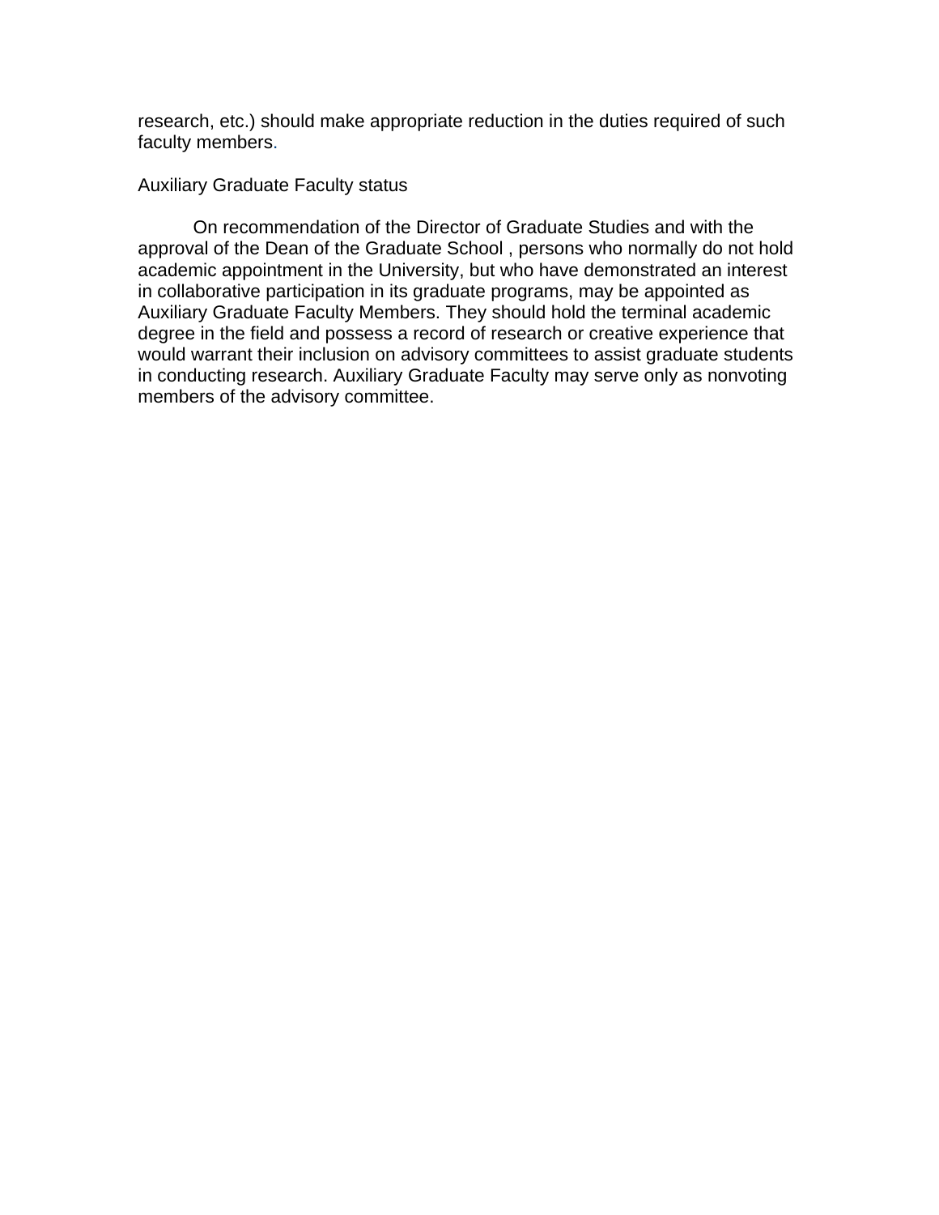research, etc.) should make appropriate reduction in the duties required of such faculty members.

Auxiliary Graduate Faculty status

On recommendation of the Director of Graduate Studies and with the approval of the Dean of the Graduate School , persons who normally do not hold academic appointment in the University, but who have demonstrated an interest in collaborative participation in its graduate programs, may be appointed as Auxiliary Graduate Faculty Members. They should hold the terminal academic degree in the field and possess a record of research or creative experience that would warrant their inclusion on advisory committees to assist graduate students in conducting research. Auxiliary Graduate Faculty may serve only as nonvoting members of the advisory committee.